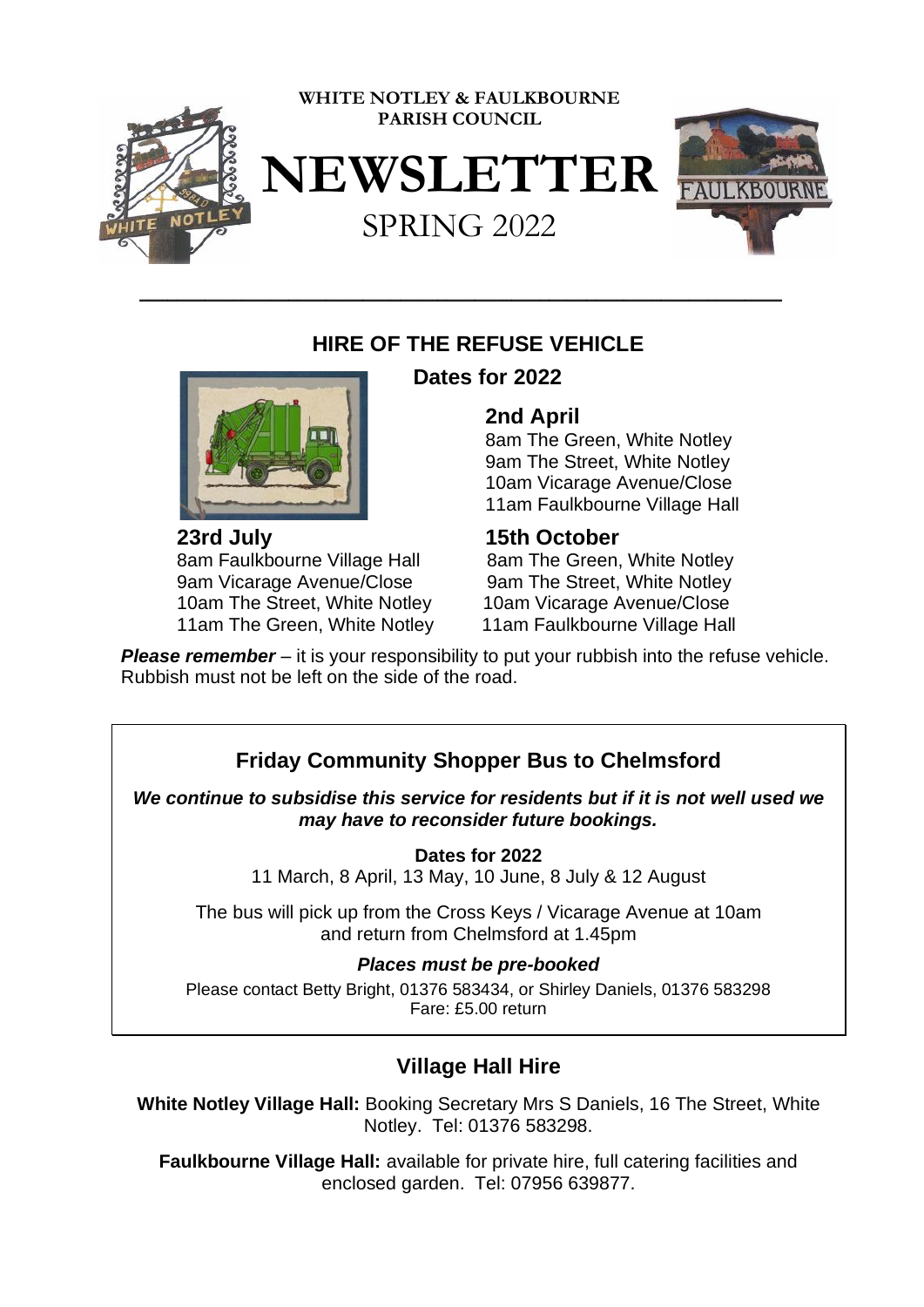WHITE NOTLEY & FAULKBOURNE PARISH COUNCIL

# NEWSLETTER

SPRING 2022

## HIRE OF THE REFUSE VEHICLE

**Dates for 2022**

### 2nd April

8am The Green, White Notley
9am The Street, White Notley
10am Vicarage Avenue/Close
11am Faulkbourne Village Hall

### 23rd July

8am Faulkbourne Village Hall
9am Vicarage Avenue/Close
10am The Street, White Notley
11am The Green, White Notley

### 15th October

8am The Green, White Notley
9am The Street, White Notley
10am Vicarage Avenue/Close
11am Faulkbourne Village Hall

***Please remember*** – it is your responsibility to put your rubbish into the refuse vehicle. Rubbish must not be left on the side of the road.

## Friday Community Shopper Bus to Chelmsford

***We continue to subsidise this service for residents but if it is not well used we may have to reconsider future bookings.***

**Dates for 2022**

11 March, 8 April, 13 May, 10 June, 8 July & 12 August

The bus will pick up from the Cross Keys / Vicarage Avenue at 10am and return from Chelmsford at 1.45pm

***Places must be pre-booked***

Please contact Betty Bright, 01376 583434, or Shirley Daniels, 01376 583298
Fare: £5.00 return

## Village Hall Hire

**White Notley Village Hall:** Booking Secretary Mrs S Daniels, 16 The Street, White Notley. Tel: 01376 583298.

**Faulkbourne Village Hall:** available for private hire, full catering facilities and enclosed garden. Tel: 07956 639877.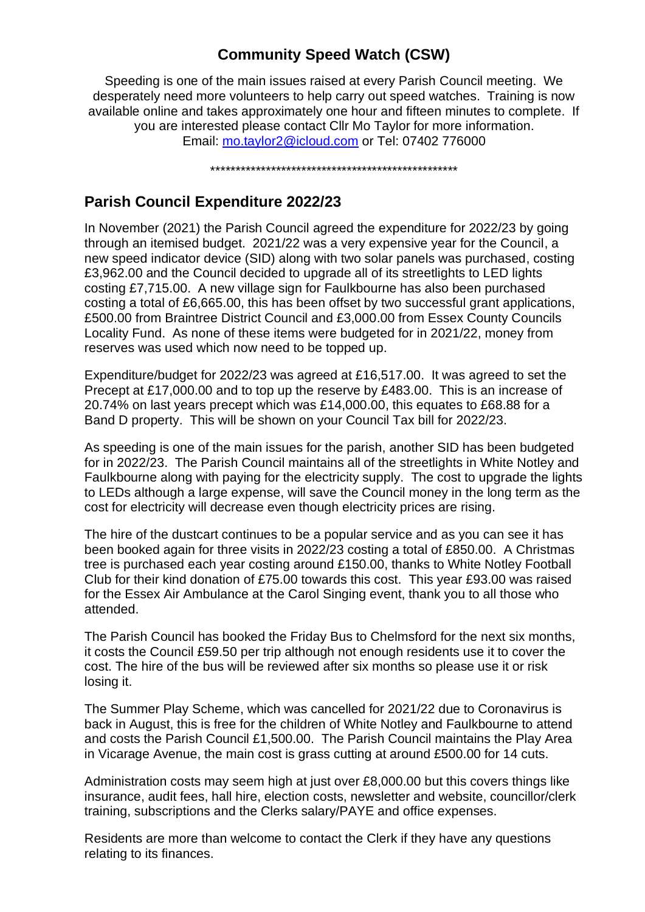## Community Speed Watch (CSW)

Speeding is one of the main issues raised at every Parish Council meeting. We desperately need more volunteers to help carry out speed watches. Training is now available online and takes approximately one hour and fifteen minutes to complete. If you are interested please contact Cllr Mo Taylor for more information. Email: mo.taylor2@icloud.com or Tel: 07402 776000

\*\*\*\*\*\*\*\*\*\*\*\*\*\*\*\*\*\*\*\*\*\*\*\*\*\*\*\*\*\*\*\*\*\*\*\*\*\*\*\*\*\*\*\*\*\*\*\*\*\*\*

## Parish Council Expenditure 2022/23

In November (2021) the Parish Council agreed the expenditure for 2022/23 by going through an itemised budget. 2021/22 was a very expensive year for the Council, a new speed indicator device (SID) along with two solar panels was purchased, costing £3,962.00 and the Council decided to upgrade all of its streetlights to LED lights costing £7,715.00. A new village sign for Faulkbourne has also been purchased costing a total of £6,665.00, this has been offset by two successful grant applications, £500.00 from Braintree District Council and £3,000.00 from Essex County Councils Locality Fund. As none of these items were budgeted for in 2021/22, money from reserves was used which now need to be topped up.

Expenditure/budget for 2022/23 was agreed at £16,517.00. It was agreed to set the Precept at £17,000.00 and to top up the reserve by £483.00. This is an increase of 20.74% on last years precept which was £14,000.00, this equates to £68.88 for a Band D property. This will be shown on your Council Tax bill for 2022/23.

As speeding is one of the main issues for the parish, another SID has been budgeted for in 2022/23. The Parish Council maintains all of the streetlights in White Notley and Faulkbourne along with paying for the electricity supply. The cost to upgrade the lights to LEDs although a large expense, will save the Council money in the long term as the cost for electricity will decrease even though electricity prices are rising.

The hire of the dustcart continues to be a popular service and as you can see it has been booked again for three visits in 2022/23 costing a total of £850.00. A Christmas tree is purchased each year costing around £150.00, thanks to White Notley Football Club for their kind donation of £75.00 towards this cost. This year £93.00 was raised for the Essex Air Ambulance at the Carol Singing event, thank you to all those who attended.

The Parish Council has booked the Friday Bus to Chelmsford for the next six months, it costs the Council £59.50 per trip although not enough residents use it to cover the cost. The hire of the bus will be reviewed after six months so please use it or risk losing it.

The Summer Play Scheme, which was cancelled for 2021/22 due to Coronavirus is back in August, this is free for the children of White Notley and Faulkbourne to attend and costs the Parish Council £1,500.00. The Parish Council maintains the Play Area in Vicarage Avenue, the main cost is grass cutting at around £500.00 for 14 cuts.

Administration costs may seem high at just over £8,000.00 but this covers things like insurance, audit fees, hall hire, election costs, newsletter and website, councillor/clerk training, subscriptions and the Clerks salary/PAYE and office expenses.

Residents are more than welcome to contact the Clerk if they have any questions relating to its finances.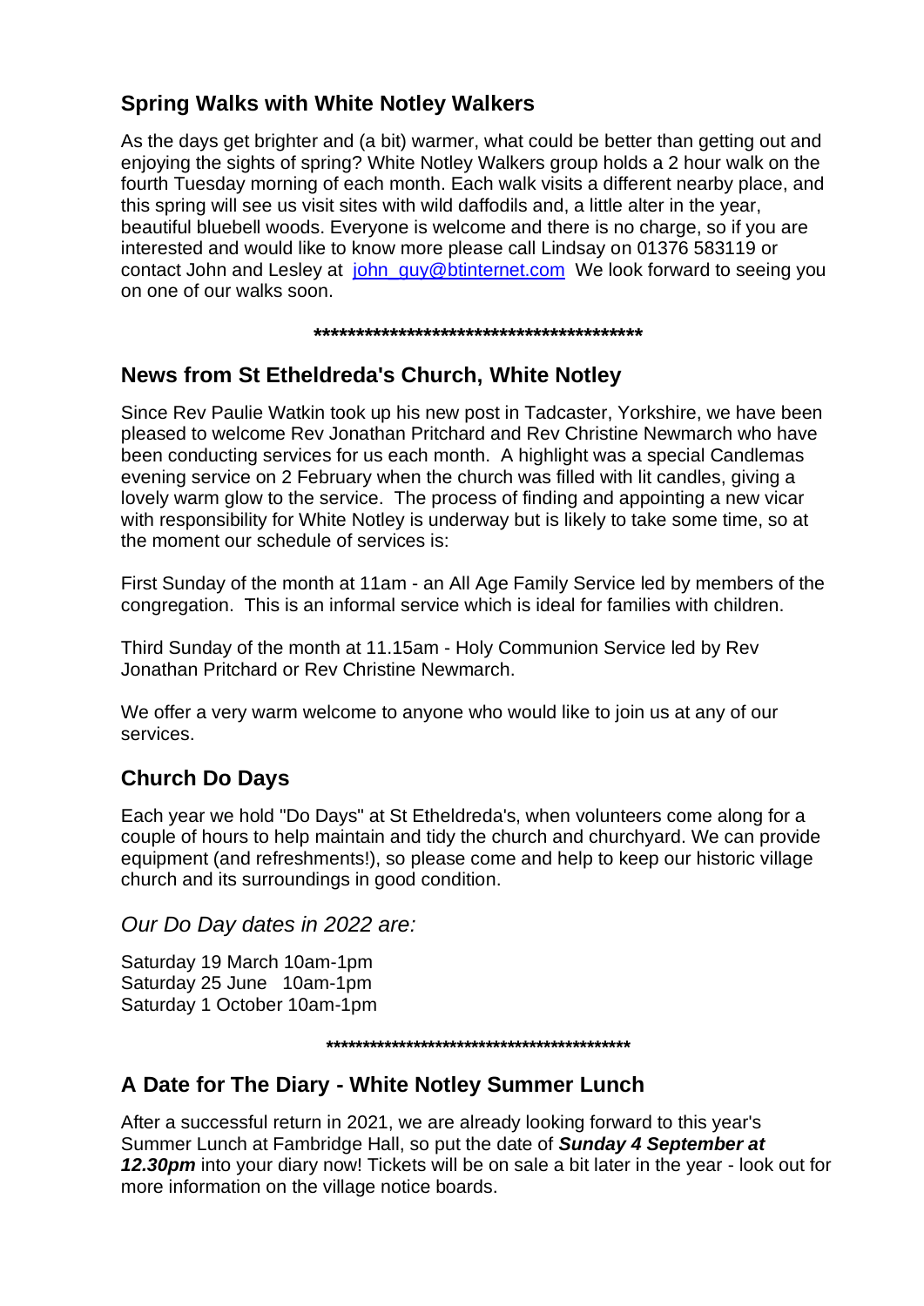## Spring Walks with White Notley Walkers

As the days get brighter and (a bit) warmer, what could be better than getting out and enjoying the sights of spring? White Notley Walkers group holds a 2 hour walk on the fourth Tuesday morning of each month. Each walk visits a different nearby place, and this spring will see us visit sites with wild daffodils and, a little alter in the year, beautiful bluebell woods. Everyone is welcome and there is no charge, so if you are interested and would like to know more please call Lindsay on 01376 583119 or contact John and Lesley at john_guy@btinternet.com We look forward to seeing you on one of our walks soon.

******************************************

## News from St Etheldreda's Church, White Notley

Since Rev Paulie Watkin took up his new post in Tadcaster, Yorkshire, we have been pleased to welcome Rev Jonathan Pritchard and Rev Christine Newmarch who have been conducting services for us each month. A highlight was a special Candlemas evening service on 2 February when the church was filled with lit candles, giving a lovely warm glow to the service. The process of finding and appointing a new vicar with responsibility for White Notley is underway but is likely to take some time, so at the moment our schedule of services is:

First Sunday of the month at 11am - an All Age Family Service led by members of the congregation. This is an informal service which is ideal for families with children.

Third Sunday of the month at 11.15am - Holy Communion Service led by Rev Jonathan Pritchard or Rev Christine Newmarch.

We offer a very warm welcome to anyone who would like to join us at any of our services.

## Church Do Days

Each year we hold "Do Days" at St Etheldreda's, when volunteers come along for a couple of hours to help maintain and tidy the church and churchyard. We can provide equipment (and refreshments!), so please come and help to keep our historic village church and its surroundings in good condition.

*Our Do Day dates in 2022 are:*

Saturday 19 March 10am-1pm
Saturday 25 June 10am-1pm
Saturday 1 October 10am-1pm

********************************************

## A Date for The Diary - White Notley Summer Lunch

After a successful return in 2021, we are already looking forward to this year's Summer Lunch at Fambridge Hall, so put the date of ***Sunday 4 September at 12.30pm*** into your diary now! Tickets will be on sale a bit later in the year - look out for more information on the village notice boards.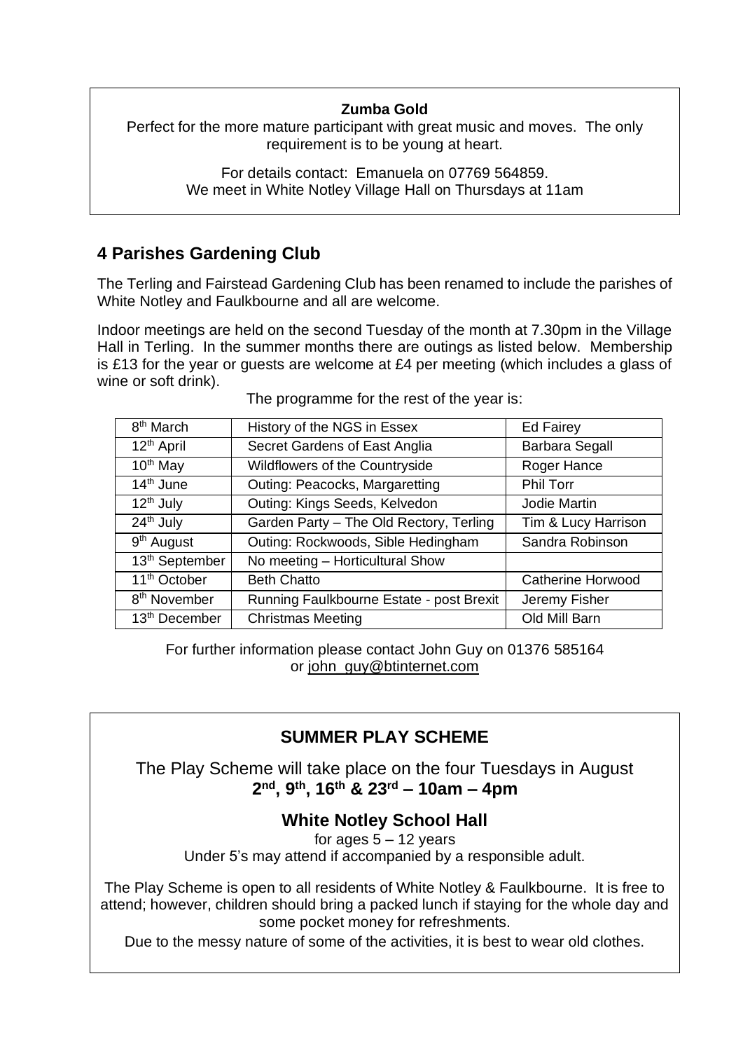**Zumba Gold**

Perfect for the more mature participant with great music and moves. The only requirement is to be young at heart.

For details contact: Emanuela on 07769 564859.
We meet in White Notley Village Hall on Thursdays at 11am

## 4 Parishes Gardening Club

The Terling and Fairstead Gardening Club has been renamed to include the parishes of White Notley and Faulkbourne and all are welcome.

Indoor meetings are held on the second Tuesday of the month at 7.30pm in the Village Hall in Terling. In the summer months there are outings as listed below. Membership is £13 for the year or guests are welcome at £4 per meeting (which includes a glass of wine or soft drink).

The programme for the rest of the year is:

| | | |
|---|---|---|
| 8th March | History of the NGS in Essex | Ed Fairey |
| 12th April | Secret Gardens of East Anglia | Barbara Segall |
| 10th May | Wildflowers of the Countryside | Roger Hance |
| 14th June | Outing: Peacocks, Margaretting | Phil Torr |
| 12th July | Outing: Kings Seeds, Kelvedon | Jodie Martin |
| 24th July | Garden Party – The Old Rectory, Terling | Tim & Lucy Harrison |
| 9th August | Outing: Rockwoods, Sible Hedingham | Sandra Robinson |
| 13th September | No meeting – Horticultural Show | |
| 11th October | Beth Chatto | Catherine Horwood |
| 8th November | Running Faulkbourne Estate - post Brexit | Jeremy Fisher |
| 13th December | Christmas Meeting | Old Mill Barn |

For further information please contact John Guy on 01376 585164 or john_guy@btinternet.com

## SUMMER PLAY SCHEME

The Play Scheme will take place on the four Tuesdays in August
**2nd, 9th, 16th & 23rd – 10am – 4pm**

### White Notley School Hall

for ages 5 – 12 years
Under 5's may attend if accompanied by a responsible adult.

The Play Scheme is open to all residents of White Notley & Faulkbourne. It is free to attend; however, children should bring a packed lunch if staying for the whole day and some pocket money for refreshments.

Due to the messy nature of some of the activities, it is best to wear old clothes.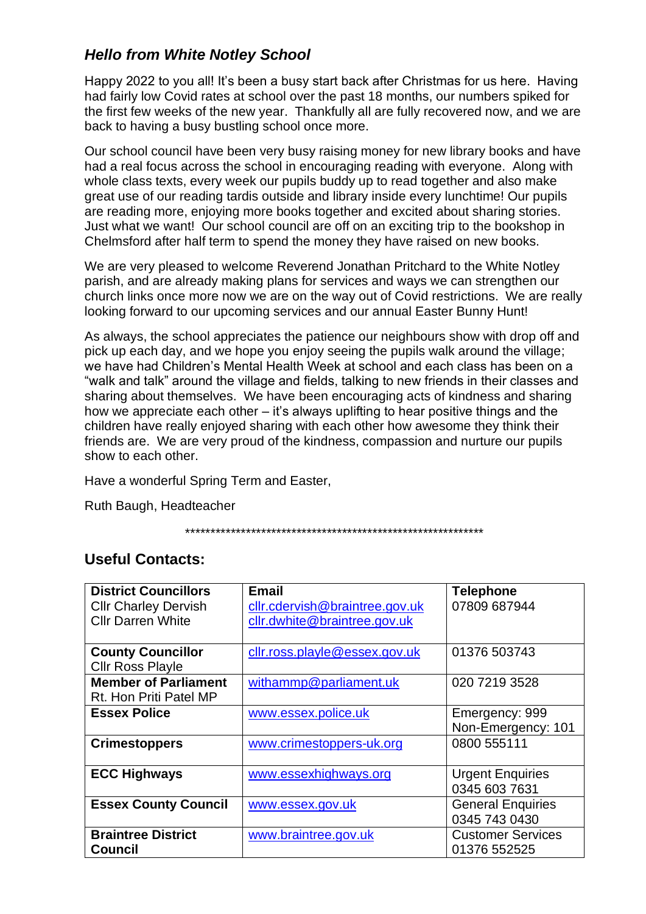## *Hello from White Notley School*

Happy 2022 to you all! It's been a busy start back after Christmas for us here. Having had fairly low Covid rates at school over the past 18 months, our numbers spiked for the first few weeks of the new year. Thankfully all are fully recovered now, and we are back to having a busy bustling school once more.

Our school council have been very busy raising money for new library books and have had a real focus across the school in encouraging reading with everyone. Along with whole class texts, every week our pupils buddy up to read together and also make great use of our reading tardis outside and library inside every lunchtime! Our pupils are reading more, enjoying more books together and excited about sharing stories. Just what we want! Our school council are off on an exciting trip to the bookshop in Chelmsford after half term to spend the money they have raised on new books.

We are very pleased to welcome Reverend Jonathan Pritchard to the White Notley parish, and are already making plans for services and ways we can strengthen our church links once more now we are on the way out of Covid restrictions. We are really looking forward to our upcoming services and our annual Easter Bunny Hunt!

As always, the school appreciates the patience our neighbours show with drop off and pick up each day, and we hope you enjoy seeing the pupils walk around the village; we have had Children's Mental Health Week at school and each class has been on a "walk and talk" around the village and fields, talking to new friends in their classes and sharing about themselves. We have been encouraging acts of kindness and sharing how we appreciate each other – it's always uplifting to hear positive things and the children have really enjoyed sharing with each other how awesome they think their friends are. We are very proud of the kindness, compassion and nurture our pupils show to each other.

Have a wonderful Spring Term and Easter,

Ruth Baugh, Headteacher

\*\*\*\*\*\*\*\*\*\*\*\*\*\*\*\*\*\*\*\*\*\*\*\*\*\*\*\*\*\*\*\*\*\*\*\*\*\*\*\*\*\*\*\*\*\*\*\*\*\*\*\*\*\*\*\*\*\*\*\*\*\*\*\*\*

## Useful Contacts:

| **District Councillors**<br>Cllr Charley Dervish<br>Cllr Darren White | **Email**<br>cllr.cdervish@braintree.gov.uk<br>cllr.dwhite@braintree.gov.uk | **Telephone**<br>07809 687944 |
|---|---|---|
| **County Councillor**<br>Cllr Ross Playle | cllr.ross.playle@essex.gov.uk | 01376 503743 |
| **Member of Parliament**<br>Rt. Hon Priti Patel MP | withammp@parliament.uk | 020 7219 3528 |
| **Essex Police** | www.essex.police.uk | Emergency: 999<br>Non-Emergency: 101 |
| **Crimestoppers** | www.crimestoppers-uk.org | 0800 555111 |
| **ECC Highways** | www.essexhighways.org | Urgent Enquiries<br>0345 603 7631 |
| **Essex County Council** | www.essex.gov.uk | General Enquiries<br>0345 743 0430 |
| **Braintree District Council** | www.braintree.gov.uk | Customer Services<br>01376 552525 |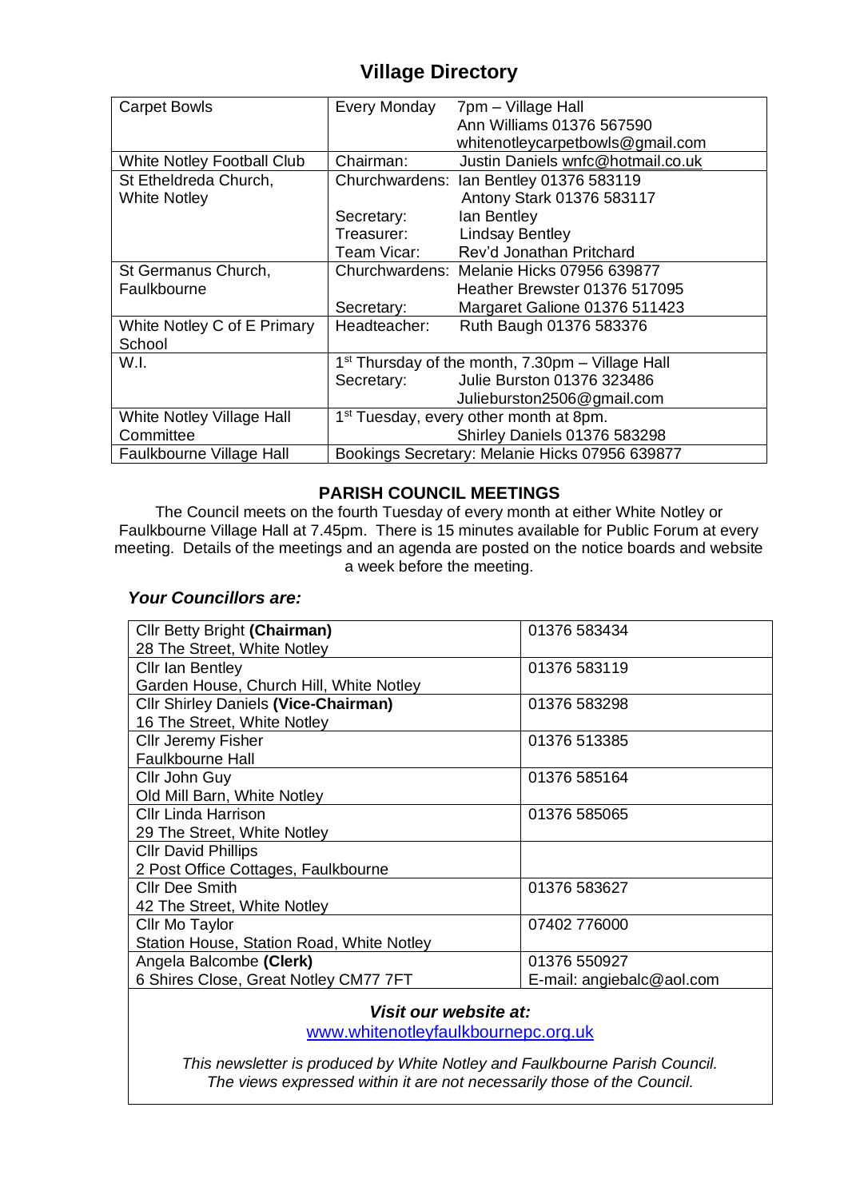# Village Directory

| | | |
|---|---|---|
| Carpet Bowls | Every Monday | 7pm – Village Hall<br>Ann Williams 01376 567590<br>whitenotleycarpetbowls@gmail.com |
| White Notley Football Club | Chairman: | Justin Daniels wnfc@hotmail.co.uk |
| St Etheldreda Church, White Notley | Churchwardens:<br><br>Secretary:<br>Treasurer:<br>Team Vicar: | Ian Bentley 01376 583119<br>Antony Stark 01376 583117<br>Ian Bentley<br>Lindsay Bentley<br>Rev'd Jonathan Pritchard |
| St Germanus Church, Faulkbourne | Churchwardens:<br><br>Secretary: | Melanie Hicks 07956 639877<br>Heather Brewster 01376 517095<br>Margaret Galione 01376 511423 |
| White Notley C of E Primary School | Headteacher: | Ruth Baugh 01376 583376 |
| W.I. | 1st Thursday of the month, 7.30pm – Village Hall<br>Secretary: | <br>Julie Burston 01376 323486<br>Julieburston2506@gmail.com |
| White Notley Village Hall Committee | 1st Tuesday, every other month at 8pm. | <br>Shirley Daniels 01376 583298 |
| Faulkbourne Village Hall | Bookings Secretary: Melanie Hicks 07956 639877 | |

## PARISH COUNCIL MEETINGS

The Council meets on the fourth Tuesday of every month at either White Notley or Faulkbourne Village Hall at 7.45pm. There is 15 minutes available for Public Forum at every meeting. Details of the meetings and an agenda are posted on the notice boards and website a week before the meeting.

***Your Councillors are:***

| | |
|---|---|
| Cllr Betty Bright **(Chairman)**<br>28 The Street, White Notley | 01376 583434 |
| Cllr Ian Bentley<br>Garden House, Church Hill, White Notley | 01376 583119 |
| Cllr Shirley Daniels **(Vice-Chairman)**<br>16 The Street, White Notley | 01376 583298 |
| Cllr Jeremy Fisher<br>Faulkbourne Hall | 01376 513385 |
| Cllr John Guy<br>Old Mill Barn, White Notley | 01376 585164 |
| Cllr Linda Harrison<br>29 The Street, White Notley | 01376 585065 |
| Cllr David Phillips<br>2 Post Office Cottages, Faulkbourne | |
| Cllr Dee Smith<br>42 The Street, White Notley | 01376 583627 |
| Cllr Mo Taylor<br>Station House, Station Road, White Notley | 07402 776000 |
| Angela Balcombe **(Clerk)**<br>6 Shires Close, Great Notley CM77 7FT | 01376 550927<br>E-mail: angiebalc@aol.com |

***Visit our website at:***

www.whitenotleyfaulkbournepc.org.uk

*This newsletter is produced by White Notley and Faulkbourne Parish Council. The views expressed within it are not necessarily those of the Council.*